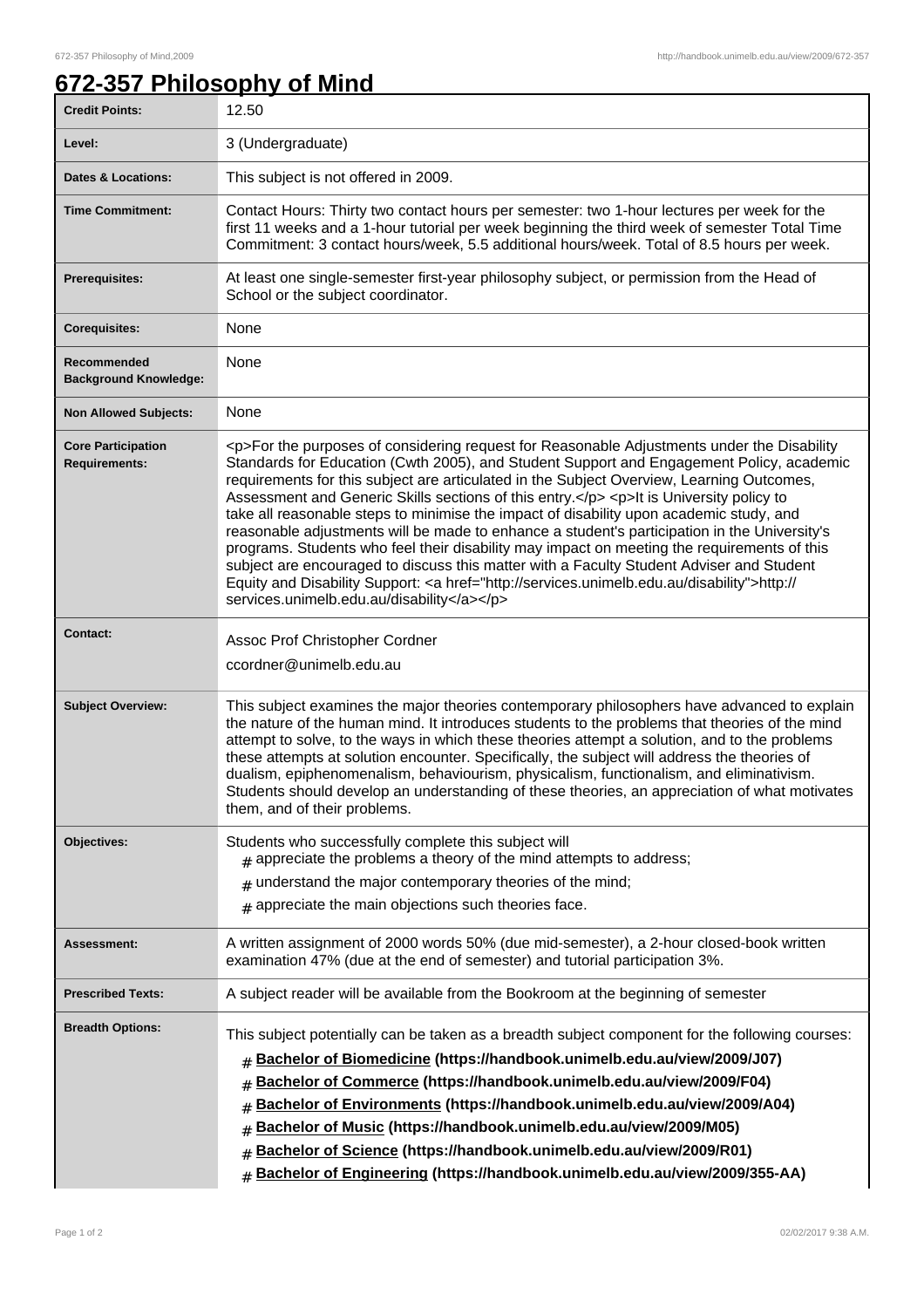# 672-357 Philosophy of Mind

| | |
|---|---|
| **Credit Points:** | 12.50 |
| **Level:** | 3 (Undergraduate) |
| **Dates & Locations:** | This subject is not offered in 2009. |
| **Time Commitment:** | Contact Hours: Thirty two contact hours per semester: two 1-hour lectures per week for the first 11 weeks and a 1-hour tutorial per week beginning the third week of semester Total Time Commitment: 3 contact hours/week, 5.5 additional hours/week. Total of 8.5 hours per week. |
| **Prerequisites:** | At least one single-semester first-year philosophy subject, or permission from the Head of School or the subject coordinator. |
| **Corequisites:** | None |
| **Recommended Background Knowledge:** | None |
| **Non Allowed Subjects:** | None |
| **Core Participation Requirements:** | <p>For the purposes of considering request for Reasonable Adjustments under the Disability Standards for Education (Cwth 2005), and Student Support and Engagement Policy, academic requirements for this subject are articulated in the Subject Overview, Learning Outcomes, Assessment and Generic Skills sections of this entry.</p> <p>It is University policy to take all reasonable steps to minimise the impact of disability upon academic study, and reasonable adjustments will be made to enhance a student's participation in the University's programs. Students who feel their disability may impact on meeting the requirements of this subject are encouraged to discuss this matter with a Faculty Student Adviser and Student Equity and Disability Support: <a href="http://services.unimelb.edu.au/disability">http://services.unimelb.edu.au/disability</a></p> |
| **Contact:** | Assoc Prof Christopher Cordner<br>ccordner@unimelb.edu.au |
| **Subject Overview:** | This subject examines the major theories contemporary philosophers have advanced to explain the nature of the human mind. It introduces students to the problems that theories of the mind attempt to solve, to the ways in which these theories attempt a solution, and to the problems these attempts at solution encounter. Specifically, the subject will address the theories of dualism, epiphenomenalism, behaviourism, physicalism, functionalism, and eliminativism. Students should develop an understanding of these theories, an appreciation of what motivates them, and of their problems. |
| **Objectives:** | Students who successfully complete this subject will<br># appreciate the problems a theory of the mind attempts to address;<br># understand the major contemporary theories of the mind;<br># appreciate the main objections such theories face. |
| **Assessment:** | A written assignment of 2000 words 50% (due mid-semester), a 2-hour closed-book written examination 47% (due at the end of semester) and tutorial participation 3%. |
| **Prescribed Texts:** | A subject reader will be available from the Bookroom at the beginning of semester |
| **Breadth Options:** | This subject potentially can be taken as a breadth subject component for the following courses:<br># **Bachelor of Biomedicine (https://handbook.unimelb.edu.au/view/2009/J07)**<br># **Bachelor of Commerce (https://handbook.unimelb.edu.au/view/2009/F04)**<br># **Bachelor of Environments (https://handbook.unimelb.edu.au/view/2009/A04)**<br># **Bachelor of Music (https://handbook.unimelb.edu.au/view/2009/M05)**<br># **Bachelor of Science (https://handbook.unimelb.edu.au/view/2009/R01)**<br># **Bachelor of Engineering (https://handbook.unimelb.edu.au/view/2009/355-AA)** |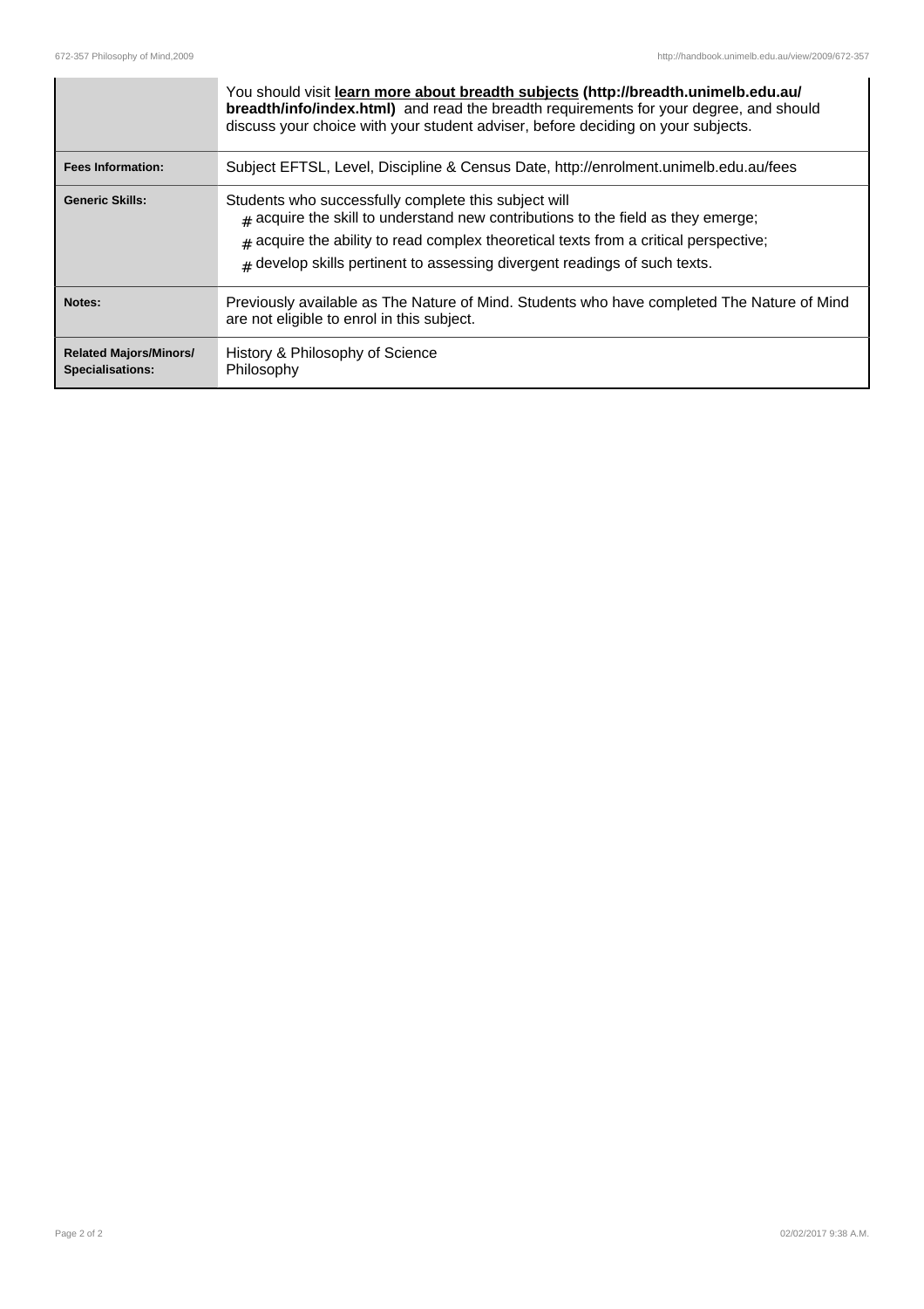| | |
|---|---|
| | You should visit **learn more about breadth subjects (http://breadth.unimelb.edu.au/breadth/info/index.html)** and read the breadth requirements for your degree, and should discuss your choice with your student adviser, before deciding on your subjects. |
| **Fees Information:** | Subject EFTSL, Level, Discipline & Census Date, http://enrolment.unimelb.edu.au/fees |
| **Generic Skills:** | Students who successfully complete this subject will<br># acquire the skill to understand new contributions to the field as they emerge;<br># acquire the ability to read complex theoretical texts from a critical perspective;<br># develop skills pertinent to assessing divergent readings of such texts. |
| **Notes:** | Previously available as The Nature of Mind. Students who have completed The Nature of Mind are not eligible to enrol in this subject. |
| **Related Majors/Minors/ Specialisations:** | History & Philosophy of Science<br>Philosophy |